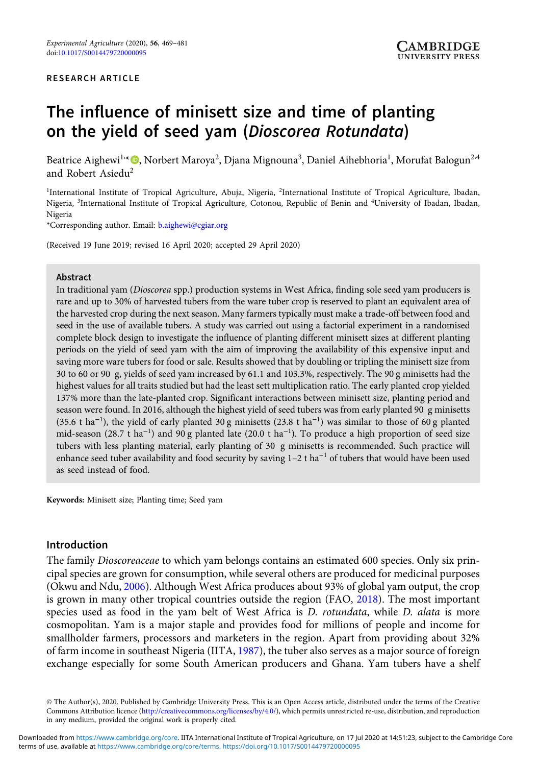RESEARCH ARTICLE

# The influence of minisett size and time of planting on the yield of seed yam (*Dioscorea Rotundata*)

Beatrice Aighewi[1,*], Norbert Maroya[2], Djana Mignouna[3], Daniel Aihebhoria[1], Morufat Balogun[2,4] and Robert Asiedu[2]

[1]International Institute of Tropical Agriculture, Abuja, Nigeria, [2]International Institute of Tropical Agriculture, Ibadan, Nigeria, [3]International Institute of Tropical Agriculture, Cotonou, Republic of Benin and [4]University of Ibadan, Ibadan, Nigeria

*Corresponding author. Email: b.aighewi@cgiar.org

(Received 19 June 2019; revised 16 April 2020; accepted 29 April 2020)

## Abstract

In traditional yam (*Dioscorea* spp.) production systems in West Africa, finding sole seed yam producers is rare and up to 30% of harvested tubers from the ware tuber crop is reserved to plant an equivalent area of the harvested crop during the next season. Many farmers typically must make a trade-off between food and seed in the use of available tubers. A study was carried out using a factorial experiment in a randomised complete block design to investigate the influence of planting different minisett sizes at different planting periods on the yield of seed yam with the aim of improving the availability of this expensive input and saving more ware tubers for food or sale. Results showed that by doubling or tripling the minisett size from 30 to 60 or 90 g, yields of seed yam increased by 61.1 and 103.3%, respectively. The 90 g minisetts had the highest values for all traits studied but had the least sett multiplication ratio. The early planted crop yielded 137% more than the late-planted crop. Significant interactions between minisett size, planting period and season were found. In 2016, although the highest yield of seed tubers was from early planted 90 g minisetts (35.6 t ha$^{-1}$), the yield of early planted 30 g minisetts (23.8 t ha$^{-1}$) was similar to those of 60 g planted mid-season (28.7 t ha$^{-1}$) and 90 g planted late (20.0 t ha$^{-1}$). To produce a high proportion of seed size tubers with less planting material, early planting of 30 g minisetts is recommended. Such practice will enhance seed tuber availability and food security by saving 1–2 t ha$^{-1}$ of tubers that would have been used as seed instead of food.

**Keywords:** Minisett size; Planting time; Seed yam

## Introduction

The family *Dioscoreaceae* to which yam belongs contains an estimated 600 species. Only six principal species are grown for consumption, while several others are produced for medicinal purposes (Okwu and Ndu, 2006). Although West Africa produces about 93% of global yam output, the crop is grown in many other tropical countries outside the region (FAO, 2018). The most important species used as food in the yam belt of West Africa is *D. rotundata*, while *D. alata* is more cosmopolitan. Yam is a major staple and provides food for millions of people and income for smallholder farmers, processors and marketers in the region. Apart from providing about 32% of farm income in southeast Nigeria (IITA, 1987), the tuber also serves as a major source of foreign exchange especially for some South American producers and Ghana. Yam tubers have a shelf

© The Author(s), 2020. Published by Cambridge University Press. This is an Open Access article, distributed under the terms of the Creative Commons Attribution licence (http://creativecommons.org/licenses/by/4.0/), which permits unrestricted re-use, distribution, and reproduction in any medium, provided the original work is properly cited.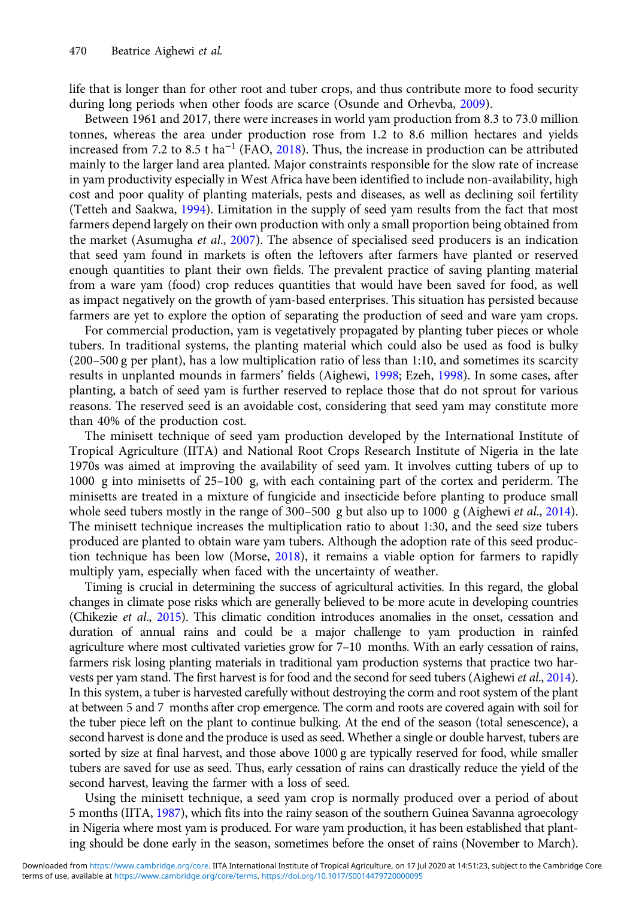life that is longer than for other root and tuber crops, and thus contribute more to food security during long periods when other foods are scarce (Osunde and Orhevba, 2009).

Between 1961 and 2017, there were increases in world yam production from 8.3 to 73.0 million tonnes, whereas the area under production rose from 1.2 to 8.6 million hectares and yields increased from 7.2 to 8.5 t ha$^{-1}$ (FAO, 2018). Thus, the increase in production can be attributed mainly to the larger land area planted. Major constraints responsible for the slow rate of increase in yam productivity especially in West Africa have been identified to include non-availability, high cost and poor quality of planting materials, pests and diseases, as well as declining soil fertility (Tetteh and Saakwa, 1994). Limitation in the supply of seed yam results from the fact that most farmers depend largely on their own production with only a small proportion being obtained from the market (Asumugha *et al.*, 2007). The absence of specialised seed producers is an indication that seed yam found in markets is often the leftovers after farmers have planted or reserved enough quantities to plant their own fields. The prevalent practice of saving planting material from a ware yam (food) crop reduces quantities that would have been saved for food, as well as impact negatively on the growth of yam-based enterprises. This situation has persisted because farmers are yet to explore the option of separating the production of seed and ware yam crops.

For commercial production, yam is vegetatively propagated by planting tuber pieces or whole tubers. In traditional systems, the planting material which could also be used as food is bulky (200–500 g per plant), has a low multiplication ratio of less than 1:10, and sometimes its scarcity results in unplanted mounds in farmers' fields (Aighewi, 1998; Ezeh, 1998). In some cases, after planting, a batch of seed yam is further reserved to replace those that do not sprout for various reasons. The reserved seed is an avoidable cost, considering that seed yam may constitute more than 40% of the production cost.

The minisett technique of seed yam production developed by the International Institute of Tropical Agriculture (IITA) and National Root Crops Research Institute of Nigeria in the late 1970s was aimed at improving the availability of seed yam. It involves cutting tubers of up to 1000 g into minisetts of 25–100 g, with each containing part of the cortex and periderm. The minisetts are treated in a mixture of fungicide and insecticide before planting to produce small whole seed tubers mostly in the range of 300–500 g but also up to 1000 g (Aighewi *et al.*, 2014). The minisett technique increases the multiplication ratio to about 1:30, and the seed size tubers produced are planted to obtain ware yam tubers. Although the adoption rate of this seed production technique has been low (Morse, 2018), it remains a viable option for farmers to rapidly multiply yam, especially when faced with the uncertainty of weather.

Timing is crucial in determining the success of agricultural activities. In this regard, the global changes in climate pose risks which are generally believed to be more acute in developing countries (Chikezie *et al.*, 2015). This climatic condition introduces anomalies in the onset, cessation and duration of annual rains and could be a major challenge to yam production in rainfed agriculture where most cultivated varieties grow for 7–10 months. With an early cessation of rains, farmers risk losing planting materials in traditional yam production systems that practice two harvests per yam stand. The first harvest is for food and the second for seed tubers (Aighewi *et al.*, 2014). In this system, a tuber is harvested carefully without destroying the corm and root system of the plant at between 5 and 7 months after crop emergence. The corm and roots are covered again with soil for the tuber piece left on the plant to continue bulking. At the end of the season (total senescence), a second harvest is done and the produce is used as seed. Whether a single or double harvest, tubers are sorted by size at final harvest, and those above 1000 g are typically reserved for food, while smaller tubers are saved for use as seed. Thus, early cessation of rains can drastically reduce the yield of the second harvest, leaving the farmer with a loss of seed.

Using the minisett technique, a seed yam crop is normally produced over a period of about 5 months (IITA, 1987), which fits into the rainy season of the southern Guinea Savanna agroecology in Nigeria where most yam is produced. For ware yam production, it has been established that planting should be done early in the season, sometimes before the onset of rains (November to March).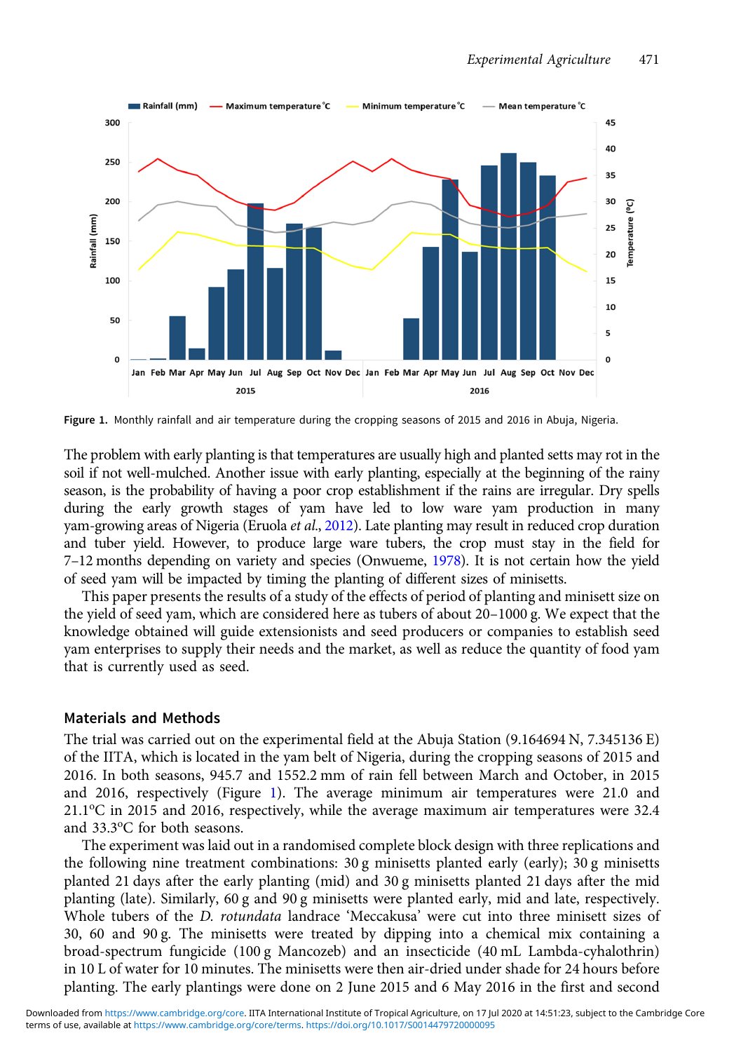Figure 1. Monthly rainfall and air temperature during the cropping seasons of 2015 and 2016 in Abuja, Nigeria.

The problem with early planting is that temperatures are usually high and planted setts may rot in the soil if not well-mulched. Another issue with early planting, especially at the beginning of the rainy season, is the probability of having a poor crop establishment if the rains are irregular. Dry spells during the early growth stages of yam have led to low ware yam production in many yam-growing areas of Nigeria (Eruola *et al.*, 2012). Late planting may result in reduced crop duration and tuber yield. However, to produce large ware tubers, the crop must stay in the field for 7–12 months depending on variety and species (Onwueme, 1978). It is not certain how the yield of seed yam will be impacted by timing the planting of different sizes of minisetts.

This paper presents the results of a study of the effects of period of planting and minisett size on the yield of seed yam, which are considered here as tubers of about 20–1000 g. We expect that the knowledge obtained will guide extensionists and seed producers or companies to establish seed yam enterprises to supply their needs and the market, as well as reduce the quantity of food yam that is currently used as seed.

## Materials and Methods

The trial was carried out on the experimental field at the Abuja Station (9.164694 N, 7.345136 E) of the IITA, which is located in the yam belt of Nigeria, during the cropping seasons of 2015 and 2016. In both seasons, 945.7 and 1552.2 mm of rain fell between March and October, in 2015 and 2016, respectively (Figure 1). The average minimum air temperatures were 21.0 and 21.1°C in 2015 and 2016, respectively, while the average maximum air temperatures were 32.4 and 33.3°C for both seasons.

The experiment was laid out in a randomised complete block design with three replications and the following nine treatment combinations: 30 g minisetts planted early (early); 30 g minisetts planted 21 days after the early planting (mid) and 30 g minisetts planted 21 days after the mid planting (late). Similarly, 60 g and 90 g minisetts were planted early, mid and late, respectively. Whole tubers of the *D. rotundata* landrace 'Meccakusa' were cut into three minisett sizes of 30, 60 and 90 g. The minisetts were treated by dipping into a chemical mix containing a broad-spectrum fungicide (100 g Mancozeb) and an insecticide (40 mL Lambda-cyhalothrin) in 10 L of water for 10 minutes. The minisetts were then air-dried under shade for 24 hours before planting. The early plantings were done on 2 June 2015 and 6 May 2016 in the first and second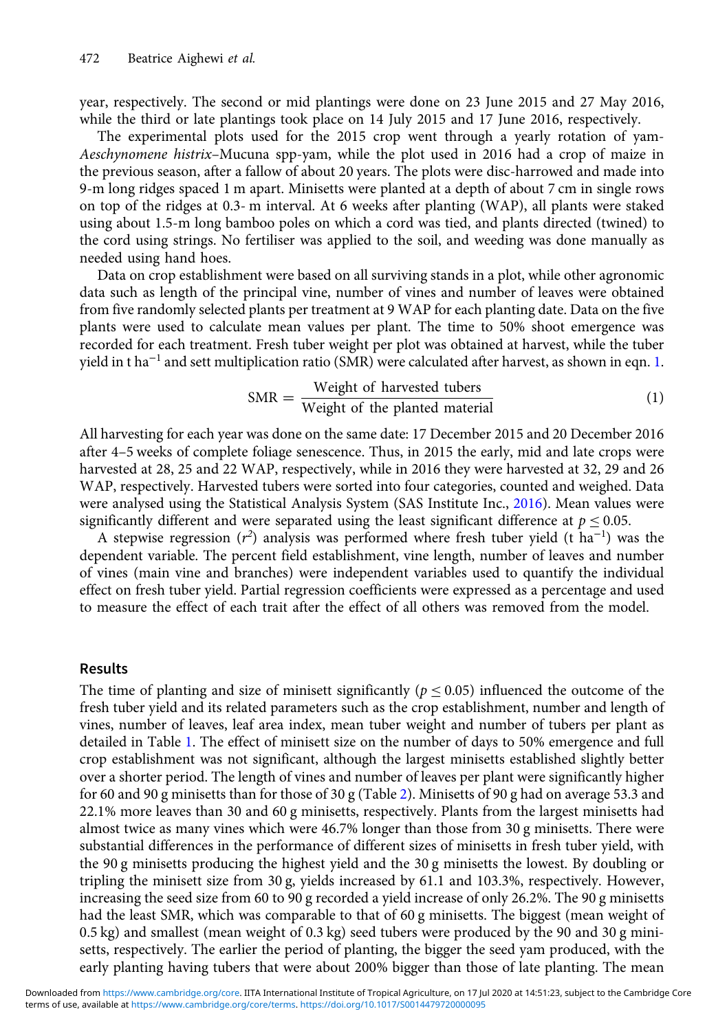year, respectively. The second or mid plantings were done on 23 June 2015 and 27 May 2016, while the third or late plantings took place on 14 July 2015 and 17 June 2016, respectively.

The experimental plots used for the 2015 crop went through a yearly rotation of yam-*Aeschynomene histrix*–Mucuna spp-yam, while the plot used in 2016 had a crop of maize in the previous season, after a fallow of about 20 years. The plots were disc-harrowed and made into 9-m long ridges spaced 1 m apart. Minisetts were planted at a depth of about 7 cm in single rows on top of the ridges at 0.3- m interval. At 6 weeks after planting (WAP), all plants were staked using about 1.5-m long bamboo poles on which a cord was tied, and plants directed (twined) to the cord using strings. No fertiliser was applied to the soil, and weeding was done manually as needed using hand hoes.

Data on crop establishment were based on all surviving stands in a plot, while other agronomic data such as length of the principal vine, number of vines and number of leaves were obtained from five randomly selected plants per treatment at 9 WAP for each planting date. Data on the five plants were used to calculate mean values per plant. The time to 50% shoot emergence was recorded for each treatment. Fresh tuber weight per plot was obtained at harvest, while the tuber yield in t ha$^{-1}$ and sett multiplication ratio (SMR) were calculated after harvest, as shown in eqn. 1.

$$\text{SMR} = \frac{\text{Weight of harvested tubers}}{\text{Weight of the planted material}} \tag{1}$$

All harvesting for each year was done on the same date: 17 December 2015 and 20 December 2016 after 4–5 weeks of complete foliage senescence. Thus, in 2015 the early, mid and late crops were harvested at 28, 25 and 22 WAP, respectively, while in 2016 they were harvested at 32, 29 and 26 WAP, respectively. Harvested tubers were sorted into four categories, counted and weighed. Data were analysed using the Statistical Analysis System (SAS Institute Inc., 2016). Mean values were significantly different and were separated using the least significant difference at $p \leq 0.05$.

A stepwise regression ($r^2$) analysis was performed where fresh tuber yield (t ha$^{-1}$) was the dependent variable. The percent field establishment, vine length, number of leaves and number of vines (main vine and branches) were independent variables used to quantify the individual effect on fresh tuber yield. Partial regression coefficients were expressed as a percentage and used to measure the effect of each trait after the effect of all others was removed from the model.

## Results

The time of planting and size of minisett significantly ($p \leq 0.05$) influenced the outcome of the fresh tuber yield and its related parameters such as the crop establishment, number and length of vines, number of leaves, leaf area index, mean tuber weight and number of tubers per plant as detailed in Table 1. The effect of minisett size on the number of days to 50% emergence and full crop establishment was not significant, although the largest minisetts established slightly better over a shorter period. The length of vines and number of leaves per plant were significantly higher for 60 and 90 g minisetts than for those of 30 g (Table 2). Minisetts of 90 g had on average 53.3 and 22.1% more leaves than 30 and 60 g minisetts, respectively. Plants from the largest minisetts had almost twice as many vines which were 46.7% longer than those from 30 g minisetts. There were substantial differences in the performance of different sizes of minisetts in fresh tuber yield, with the 90 g minisetts producing the highest yield and the 30 g minisetts the lowest. By doubling or tripling the minisett size from 30 g, yields increased by 61.1 and 103.3%, respectively. However, increasing the seed size from 60 to 90 g recorded a yield increase of only 26.2%. The 90 g minisetts had the least SMR, which was comparable to that of 60 g minisetts. The biggest (mean weight of 0.5 kg) and smallest (mean weight of 0.3 kg) seed tubers were produced by the 90 and 30 g minisetts, respectively. The earlier the period of planting, the bigger the seed yam produced, with the early planting having tubers that were about 200% bigger than those of late planting. The mean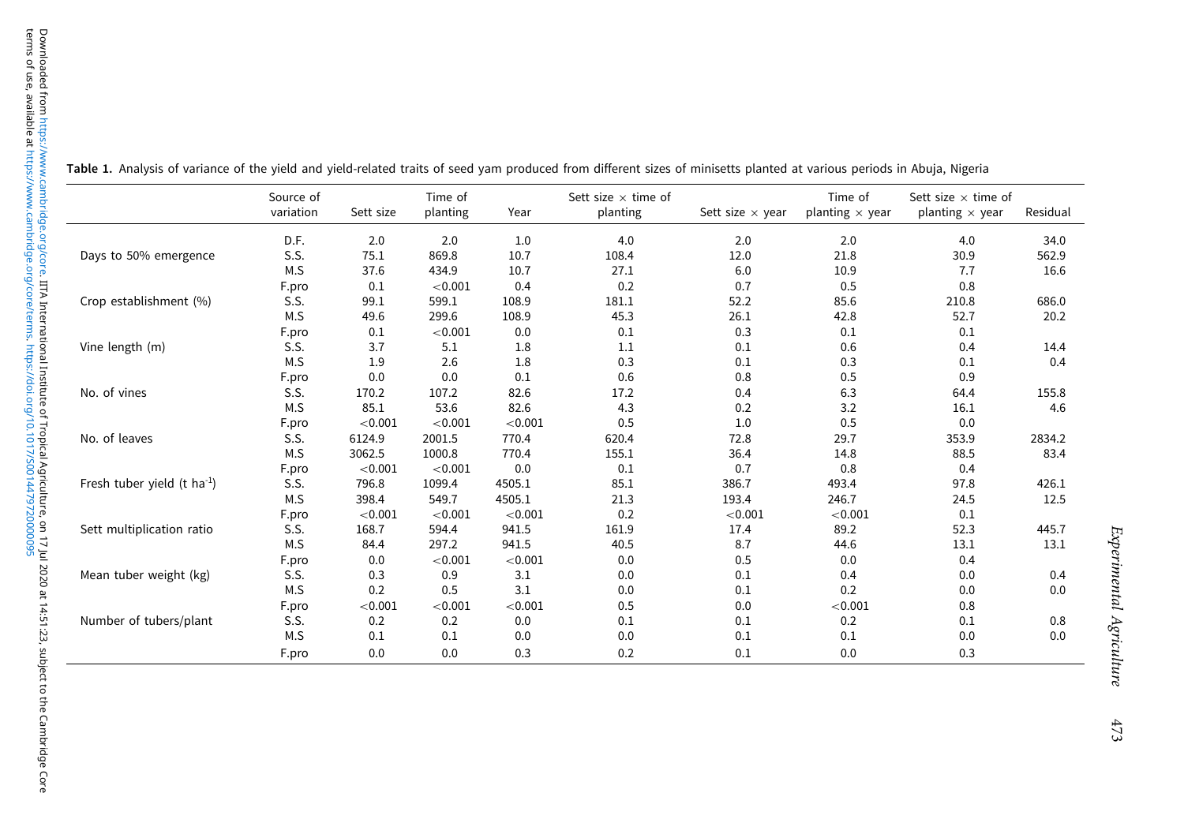**Table 1.** Analysis of variance of the yield and yield-related traits of seed yam produced from different sizes of minisetts planted at various periods in Abuja, Nigeria

| | Source of variation | Sett size | Time of planting | Year | Sett size × time of planting | Sett size × year | Time of planting × year | Sett size × time of planting × year | Residual |
|---|---|---|---|---|---|---|---|---|---|
| | D.F. | 2.0 | 2.0 | 1.0 | 4.0 | 2.0 | 2.0 | 4.0 | 34.0 |
| Days to 50% emergence | S.S. | 75.1 | 869.8 | 10.7 | 108.4 | 12.0 | 21.8 | 30.9 | 562.9 |
| | M.S | 37.6 | 434.9 | 10.7 | 27.1 | 6.0 | 10.9 | 7.7 | 16.6 |
| | F.pro | 0.1 | <0.001 | 0.4 | 0.2 | 0.7 | 0.5 | 0.8 | |
| Crop establishment (%) | S.S. | 99.1 | 599.1 | 108.9 | 181.1 | 52.2 | 85.6 | 210.8 | 686.0 |
| | M.S | 49.6 | 299.6 | 108.9 | 45.3 | 26.1 | 42.8 | 52.7 | 20.2 |
| | F.pro | 0.1 | <0.001 | 0.0 | 0.1 | 0.3 | 0.1 | 0.1 | |
| Vine length (m) | S.S. | 3.7 | 5.1 | 1.8 | 1.1 | 0.1 | 0.6 | 0.4 | 14.4 |
| | M.S | 1.9 | 2.6 | 1.8 | 0.3 | 0.1 | 0.3 | 0.1 | 0.4 |
| | F.pro | 0.0 | 0.0 | 0.1 | 0.6 | 0.8 | 0.5 | 0.9 | |
| No. of vines | S.S. | 170.2 | 107.2 | 82.6 | 17.2 | 0.4 | 6.3 | 64.4 | 155.8 |
| | M.S | 85.1 | 53.6 | 82.6 | 4.3 | 0.2 | 3.2 | 16.1 | 4.6 |
| | F.pro | <0.001 | <0.001 | <0.001 | 0.5 | 1.0 | 0.5 | 0.0 | |
| No. of leaves | S.S. | 6124.9 | 2001.5 | 770.4 | 620.4 | 72.8 | 29.7 | 353.9 | 2834.2 |
| | M.S | 3062.5 | 1000.8 | 770.4 | 155.1 | 36.4 | 14.8 | 88.5 | 83.4 |
| | F.pro | <0.001 | <0.001 | 0.1 | 0.1 | 0.7 | 0.8 | 0.4 | |
| Fresh tuber yield (t ha$^{-1}$) | S.S. | 796.8 | 1099.4 | 4505.1 | 85.1 | 386.7 | 493.4 | 97.8 | 426.1 |
| | M.S | 398.4 | 549.7 | 4505.1 | 21.3 | 193.4 | 246.7 | 24.5 | 12.5 |
| | F.pro | <0.001 | <0.001 | <0.001 | 0.2 | <0.001 | <0.001 | 0.1 | |
| Sett multiplication ratio | S.S. | 168.7 | 594.4 | 941.5 | 161.9 | 17.4 | 89.2 | 52.3 | 445.7 |
| | M.S | 84.4 | 297.2 | 941.5 | 40.5 | 8.7 | 44.6 | 13.1 | 13.1 |
| | F.pro | 0.0 | <0.001 | <0.001 | 0.0 | 0.5 | 0.0 | 0.4 | |
| Mean tuber weight (kg) | S.S. | 0.3 | 0.9 | 3.1 | 0.0 | 0.1 | 0.4 | 0.0 | 0.4 |
| | M.S | 0.2 | 0.5 | 3.1 | 0.0 | 0.1 | 0.2 | 0.0 | 0.0 |
| | F.pro | <0.001 | <0.001 | <0.001 | 0.5 | 0.0 | <0.001 | 0.8 | |
| Number of tubers/plant | S.S. | 0.2 | 0.2 | 0.0 | 0.1 | 0.1 | 0.2 | 0.1 | 0.8 |
| | M.S | 0.1 | 0.1 | 0.0 | 0.0 | 0.1 | 0.1 | 0.0 | 0.0 |
| | F.pro | 0.0 | 0.0 | 0.3 | 0.2 | 0.1 | 0.0 | 0.3 | |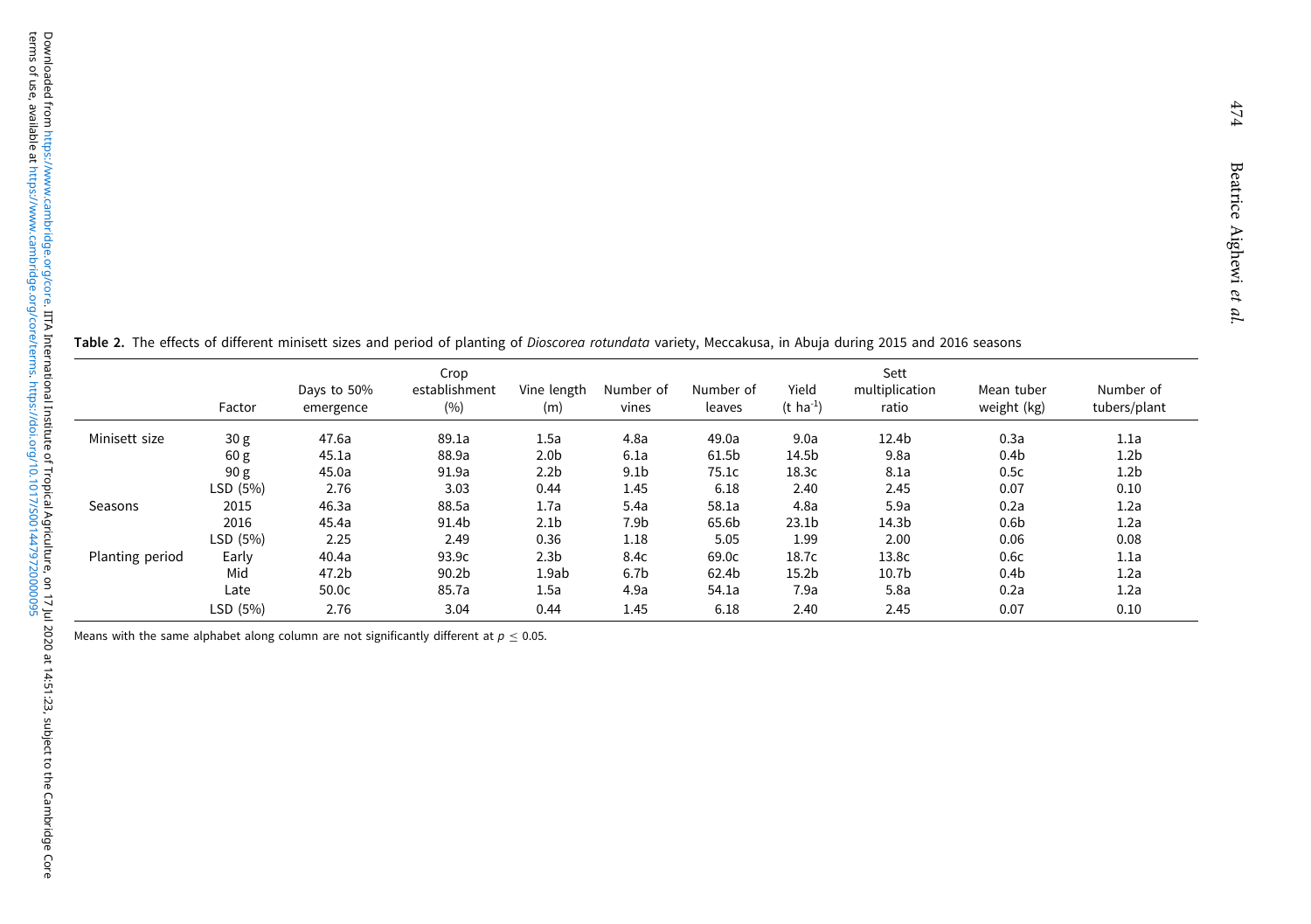**Table 2.** The effects of different minisett sizes and period of planting of *Dioscorea rotundata* variety, Meccakusa, in Abuja during 2015 and 2016 seasons

| | Factor | Days to 50% emergence | Crop establishment (%) | Vine length (m) | Number of vines | Number of leaves | Yield (t ha$^{-1}$) | Sett multiplication ratio | Mean tuber weight (kg) | Number of tubers/plant |
|---|---|---|---|---|---|---|---|---|---|---|
| Minisett size | 30 g | 47.6a | 89.1a | 1.5a | 4.8a | 49.0a | 9.0a | 12.4b | 0.3a | 1.1a |
| | 60 g | 45.1a | 88.9a | 2.0b | 6.1a | 61.5b | 14.5b | 9.8a | 0.4b | 1.2b |
| | 90 g | 45.0a | 91.9a | 2.2b | 9.1b | 75.1c | 18.3c | 8.1a | 0.5c | 1.2b |
| | LSD (5%) | 2.76 | 3.03 | 0.44 | 1.45 | 6.18 | 2.40 | 2.45 | 0.07 | 0.10 |
| Seasons | 2015 | 46.3a | 88.5a | 1.7a | 5.4a | 58.1a | 4.8a | 5.9a | 0.2a | 1.2a |
| | 2016 | 45.4a | 91.4b | 2.1b | 7.9b | 65.6b | 23.1b | 14.3b | 0.6b | 1.2a |
| | LSD (5%) | 2.25 | 2.49 | 0.36 | 1.18 | 5.05 | 1.99 | 2.00 | 0.06 | 0.08 |
| Planting period | Early | 40.4a | 93.9c | 2.3b | 8.4c | 69.0c | 18.7c | 13.8c | 0.6c | 1.1a |
| | Mid | 47.2b | 90.2b | 1.9ab | 6.7b | 62.4b | 15.2b | 10.7b | 0.4b | 1.2a |
| | Late | 50.0c | 85.7a | 1.5a | 4.9a | 54.1a | 7.9a | 5.8a | 0.2a | 1.2a |
| | LSD (5%) | 2.76 | 3.04 | 0.44 | 1.45 | 6.18 | 2.40 | 2.45 | 0.07 | 0.10 |

Means with the same alphabet along column are not significantly different at $p \leq 0.05$.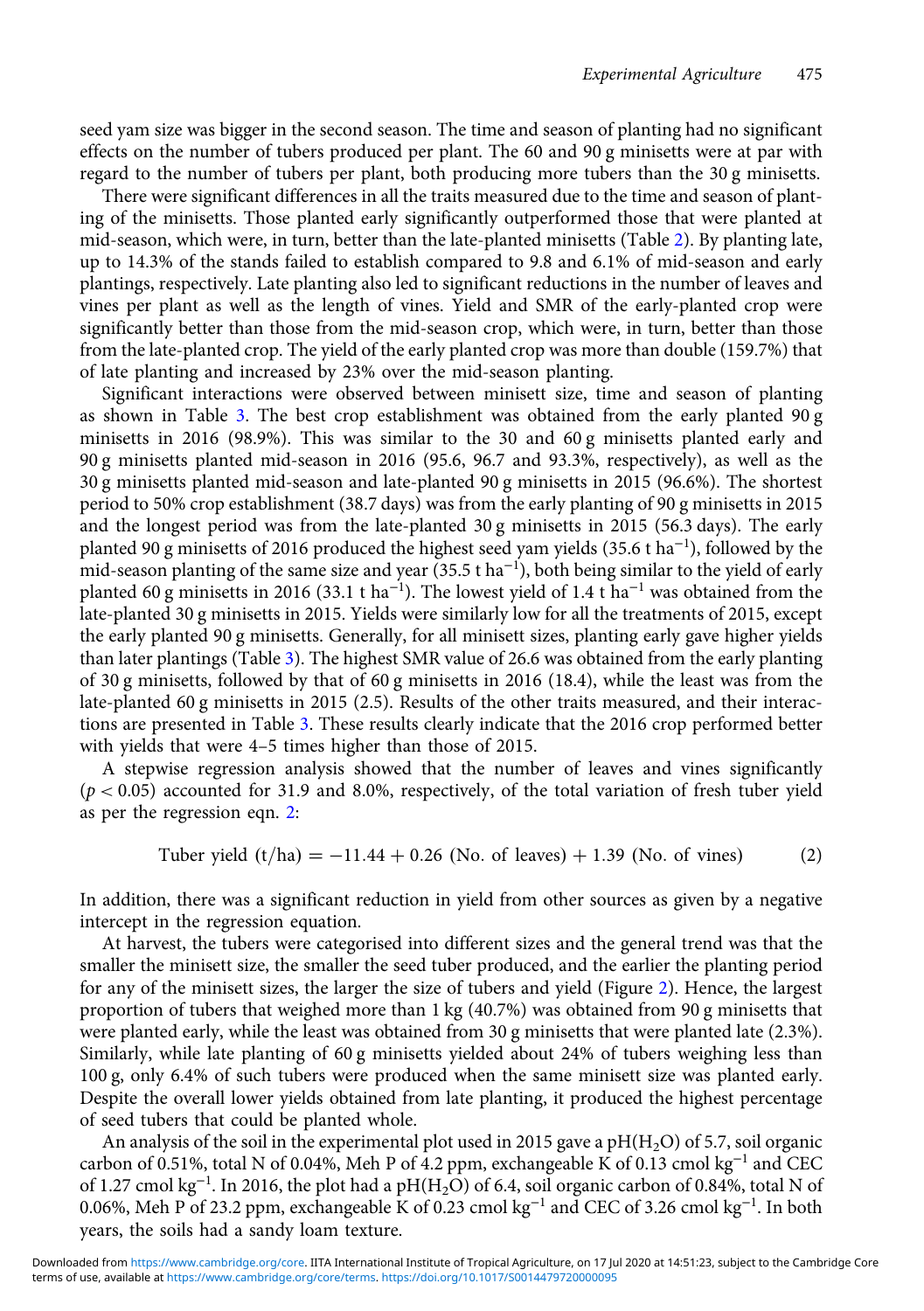seed yam size was bigger in the second season. The time and season of planting had no significant effects on the number of tubers produced per plant. The 60 and 90 g minisetts were at par with regard to the number of tubers per plant, both producing more tubers than the 30 g minisetts.

There were significant differences in all the traits measured due to the time and season of planting of the minisetts. Those planted early significantly outperformed those that were planted at mid-season, which were, in turn, better than the late-planted minisetts (Table 2). By planting late, up to 14.3% of the stands failed to establish compared to 9.8 and 6.1% of mid-season and early plantings, respectively. Late planting also led to significant reductions in the number of leaves and vines per plant as well as the length of vines. Yield and SMR of the early-planted crop were significantly better than those from the mid-season crop, which were, in turn, better than those from the late-planted crop. The yield of the early planted crop was more than double (159.7%) that of late planting and increased by 23% over the mid-season planting.

Significant interactions were observed between minisett size, time and season of planting as shown in Table 3. The best crop establishment was obtained from the early planted 90 g minisetts in 2016 (98.9%). This was similar to the 30 and 60 g minisetts planted early and 90 g minisetts planted mid-season in 2016 (95.6, 96.7 and 93.3%, respectively), as well as the 30 g minisetts planted mid-season and late-planted 90 g minisetts in 2015 (96.6%). The shortest period to 50% crop establishment (38.7 days) was from the early planting of 90 g minisetts in 2015 and the longest period was from the late-planted 30 g minisetts in 2015 (56.3 days). The early planted 90 g minisetts of 2016 produced the highest seed yam yields (35.6 t ha$^{-1}$), followed by the mid-season planting of the same size and year (35.5 t ha$^{-1}$), both being similar to the yield of early planted 60 g minisetts in 2016 (33.1 t ha$^{-1}$). The lowest yield of 1.4 t ha$^{-1}$ was obtained from the late-planted 30 g minisetts in 2015. Yields were similarly low for all the treatments of 2015, except the early planted 90 g minisetts. Generally, for all minisett sizes, planting early gave higher yields than later plantings (Table 3). The highest SMR value of 26.6 was obtained from the early planting of 30 g minisetts, followed by that of 60 g minisetts in 2016 (18.4), while the least was from the late-planted 60 g minisetts in 2015 (2.5). Results of the other traits measured, and their interactions are presented in Table 3. These results clearly indicate that the 2016 crop performed better with yields that were 4–5 times higher than those of 2015.

A stepwise regression analysis showed that the number of leaves and vines significantly ($p < 0.05$) accounted for 31.9 and 8.0%, respectively, of the total variation of fresh tuber yield as per the regression eqn. 2:

$$\text{Tuber yield (t/ha)} = -11.44 + 0.26\ (\text{No. of leaves}) + 1.39\ (\text{No. of vines}) \tag{2}$$

In addition, there was a significant reduction in yield from other sources as given by a negative intercept in the regression equation.

At harvest, the tubers were categorised into different sizes and the general trend was that the smaller the minisett size, the smaller the seed tuber produced, and the earlier the planting period for any of the minisett sizes, the larger the size of tubers and yield (Figure 2). Hence, the largest proportion of tubers that weighed more than 1 kg (40.7%) was obtained from 90 g minisetts that were planted early, while the least was obtained from 30 g minisetts that were planted late (2.3%). Similarly, while late planting of 60 g minisetts yielded about 24% of tubers weighing less than 100 g, only 6.4% of such tubers were produced when the same minisett size was planted early. Despite the overall lower yields obtained from late planting, it produced the highest percentage of seed tubers that could be planted whole.

An analysis of the soil in the experimental plot used in 2015 gave a pH($H_2O$) of 5.7, soil organic carbon of 0.51%, total N of 0.04%, Meh P of 4.2 ppm, exchangeable K of 0.13 cmol kg$^{-1}$ and CEC of 1.27 cmol kg$^{-1}$. In 2016, the plot had a pH($H_2O$) of 6.4, soil organic carbon of 0.84%, total N of 0.06%, Meh P of 23.2 ppm, exchangeable K of 0.23 cmol kg$^{-1}$ and CEC of 3.26 cmol kg$^{-1}$. In both years, the soils had a sandy loam texture.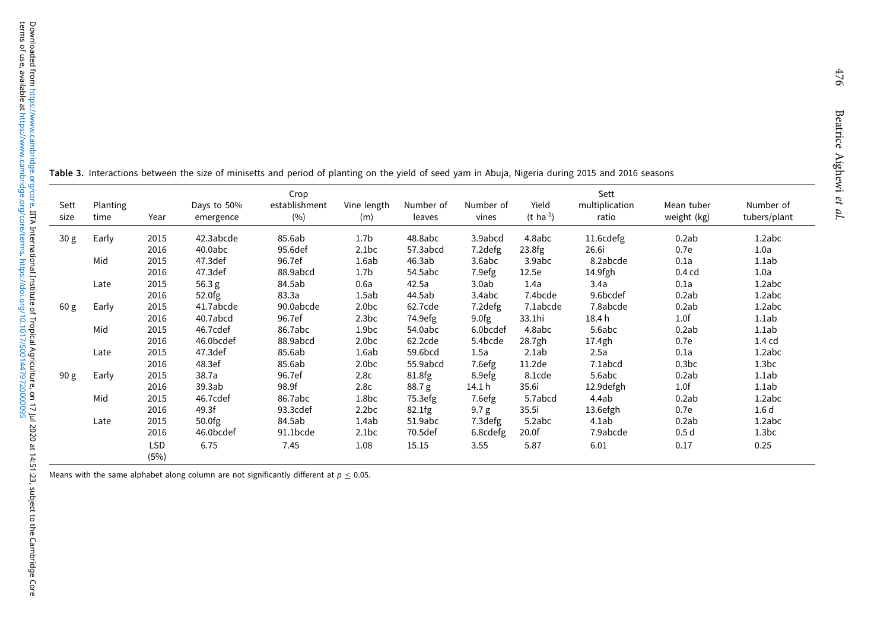**Table 3.** Interactions between the size of minisetts and period of planting on the yield of seed yam in Abuja, Nigeria during 2015 and 2016 seasons

| Sett size | Planting time | Year | Days to 50% emergence | Crop establishment (%) | Vine length (m) | Number of leaves | Number of vines | Yield (t ha$^{-1}$) | Sett multiplication ratio | Mean tuber weight (kg) | Number of tubers/plant |
|---|---|---|---|---|---|---|---|---|---|---|---|
| 30 g | Early | 2015 | 42.3abcde | 85.6ab | 1.7b | 48.8abc | 3.9abcd | 4.8abc | 11.6cdefg | 0.2ab | 1.2abc |
| | | 2016 | 40.0abc | 95.6def | 2.1bc | 57.3abcd | 7.2defg | 23.8fg | 26.6i | 0.7e | 1.0a |
| | Mid | 2015 | 47.3def | 96.7ef | 1.6ab | 46.3ab | 3.6abc | 3.9abc | 8.2abcde | 0.1a | 1.1ab |
| | | 2016 | 47.3def | 88.9abcd | 1.7b | 54.5abc | 7.9efg | 12.5e | 14.9fgh | 0.4 cd | 1.0a |
| | Late | 2015 | 56.3 g | 84.5ab | 0.6a | 42.5a | 3.0ab | 1.4a | 3.4a | 0.1a | 1.2abc |
| | | 2016 | 52.0fg | 83.3a | 1.5ab | 44.5ab | 3.4abc | 7.4bcde | 9.6bcdef | 0.2ab | 1.2abc |
| 60 g | Early | 2015 | 41.7abcde | 90.0abcde | 2.0bc | 62.7cde | 7.2defg | 7.1abcde | 7.8abcde | 0.2ab | 1.2abc |
| | | 2016 | 40.7abcd | 96.7ef | 2.3bc | 74.9efg | 9.0fg | 33.1hi | 18.4 h | 1.0f | 1.1ab |
| | Mid | 2015 | 46.7cdef | 86.7abc | 1.9bc | 54.0abc | 6.0bcdef | 4.8abc | 5.6abc | 0.2ab | 1.1ab |
| | | 2016 | 46.0bcdef | 88.9abcd | 2.0bc | 62.2cde | 5.4bcde | 28.7gh | 17.4gh | 0.7e | 1.4 cd |
| | Late | 2015 | 47.3def | 85.6ab | 1.6ab | 59.6bcd | 1.5a | 2.1ab | 2.5a | 0.1a | 1.2abc |
| | | 2016 | 48.3ef | 85.6ab | 2.0bc | 55.9abcd | 7.6efg | 11.2de | 7.1abcd | 0.3bc | 1.3bc |
| 90 g | Early | 2015 | 38.7a | 96.7ef | 2.8c | 81.8fg | 8.9efg | 8.1cde | 5.6abc | 0.2ab | 1.1ab |
| | | 2016 | 39.3ab | 98.9f | 2.8c | 88.7 g | 14.1 h | 35.6i | 12.9defgh | 1.0f | 1.1ab |
| | Mid | 2015 | 46.7cdef | 86.7abc | 1.8bc | 75.3efg | 7.6efg | 5.7abcd | 4.4ab | 0.2ab | 1.2abc |
| | | 2016 | 49.3f | 93.3cdef | 2.2bc | 82.1fg | 9.7 g | 35.5i | 13.6efgh | 0.7e | 1.6 d |
| | Late | 2015 | 50.0fg | 84.5ab | 1.4ab | 51.9abc | 7.3defg | 5.2abc | 4.1ab | 0.2ab | 1.2abc |
| | | 2016 | 46.0bcdef | 91.1bcde | 2.1bc | 70.5def | 6.8cdefg | 20.0f | 7.9abcde | 0.5 d | 1.3bc |
| | | LSD (5%) | 6.75 | 7.45 | 1.08 | 15.15 | 3.55 | 5.87 | 6.01 | 0.17 | 0.25 |

Means with the same alphabet along column are not significantly different at $p \leq 0.05$.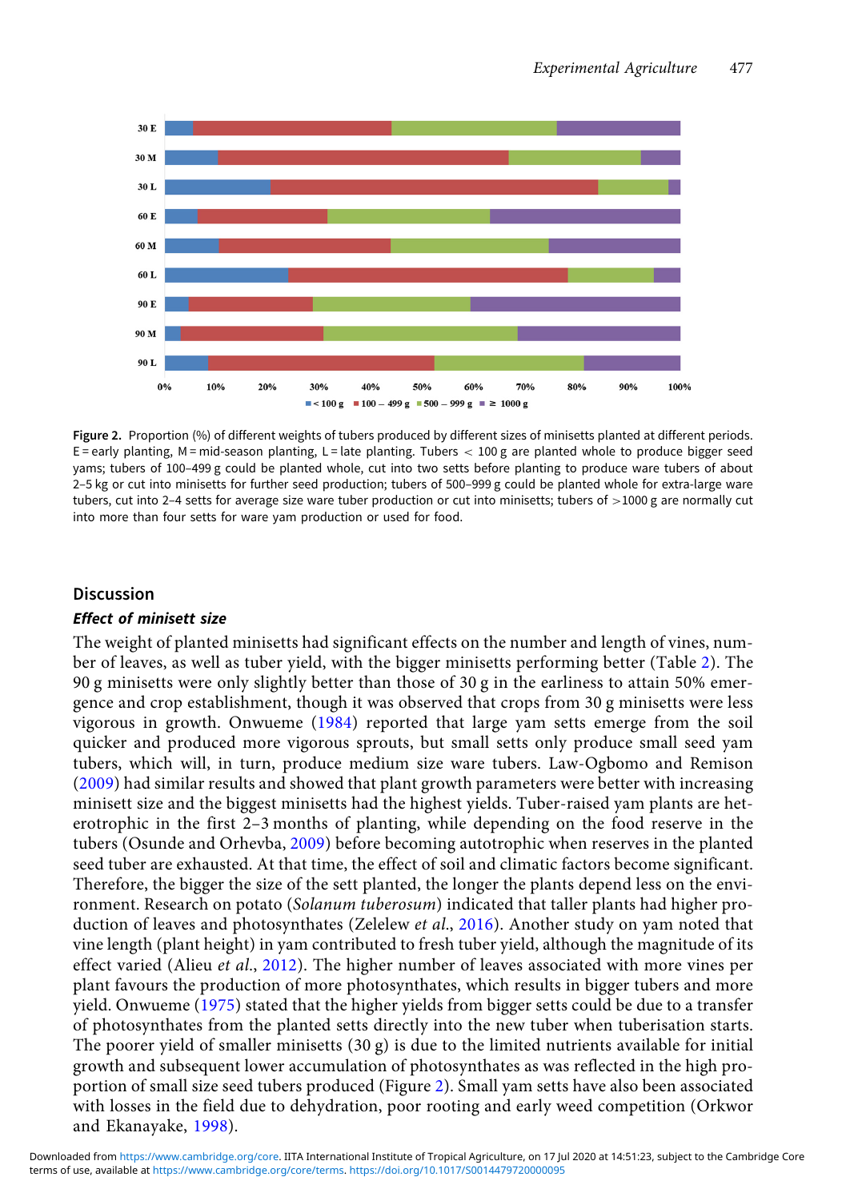Figure 2. Proportion (%) of different weights of tubers produced by different sizes of minisetts planted at different periods. E = early planting, M = mid-season planting, L = late planting. Tubers < 100 g are planted whole to produce bigger seed yams; tubers of 100–499 g could be planted whole, cut into two setts before planting to produce ware tubers of about 2–5 kg or cut into minisetts for further seed production; tubers of 500–999 g could be planted whole for extra-large ware tubers, cut into 2–4 setts for average size ware tuber production or cut into minisetts; tubers of >1000 g are normally cut into more than four setts for ware yam production or used for food.

## Discussion

### *Effect of minisett size*

The weight of planted minisetts had significant effects on the number and length of vines, number of leaves, as well as tuber yield, with the bigger minisetts performing better (Table 2). The 90 g minisetts were only slightly better than those of 30 g in the earliness to attain 50% emergence and crop establishment, though it was observed that crops from 30 g minisetts were less vigorous in growth. Onwueme (1984) reported that large yam setts emerge from the soil quicker and produced more vigorous sprouts, but small setts only produce small seed yam tubers, which will, in turn, produce medium size ware tubers. Law-Ogbomo and Remison (2009) had similar results and showed that plant growth parameters were better with increasing minisett size and the biggest minisetts had the highest yields. Tuber-raised yam plants are heterotrophic in the first 2–3 months of planting, while depending on the food reserve in the tubers (Osunde and Orhevba, 2009) before becoming autotrophic when reserves in the planted seed tuber are exhausted. At that time, the effect of soil and climatic factors become significant. Therefore, the bigger the size of the sett planted, the longer the plants depend less on the environment. Research on potato (*Solanum tuberosum*) indicated that taller plants had higher production of leaves and photosynthates (Zelelew *et al.*, 2016). Another study on yam noted that vine length (plant height) in yam contributed to fresh tuber yield, although the magnitude of its effect varied (Alieu *et al.*, 2012). The higher number of leaves associated with more vines per plant favours the production of more photosynthates, which results in bigger tubers and more yield. Onwueme (1975) stated that the higher yields from bigger setts could be due to a transfer of photosynthates from the planted setts directly into the new tuber when tuberisation starts. The poorer yield of smaller minisetts (30 g) is due to the limited nutrients available for initial growth and subsequent lower accumulation of photosynthates as was reflected in the high proportion of small size seed tubers produced (Figure 2). Small yam setts have also been associated with losses in the field due to dehydration, poor rooting and early weed competition (Orkwor and Ekanayake, 1998).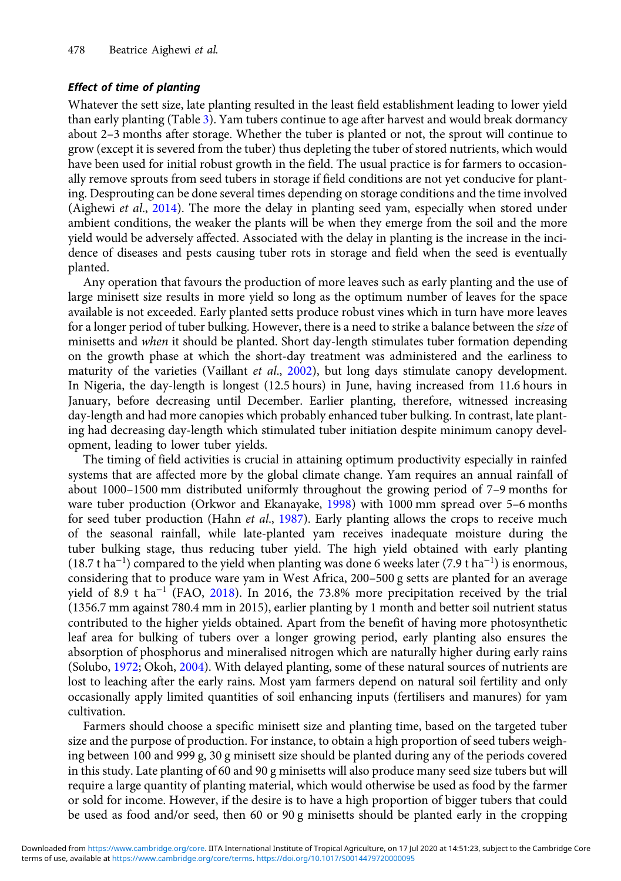### *Effect of time of planting*

Whatever the sett size, late planting resulted in the least field establishment leading to lower yield than early planting (Table 3). Yam tubers continue to age after harvest and would break dormancy about 2–3 months after storage. Whether the tuber is planted or not, the sprout will continue to grow (except it is severed from the tuber) thus depleting the tuber of stored nutrients, which would have been used for initial robust growth in the field. The usual practice is for farmers to occasionally remove sprouts from seed tubers in storage if field conditions are not yet conducive for planting. Desprouting can be done several times depending on storage conditions and the time involved (Aighewi *et al*., 2014). The more the delay in planting seed yam, especially when stored under ambient conditions, the weaker the plants will be when they emerge from the soil and the more yield would be adversely affected. Associated with the delay in planting is the increase in the incidence of diseases and pests causing tuber rots in storage and field when the seed is eventually planted.

Any operation that favours the production of more leaves such as early planting and the use of large minisett size results in more yield so long as the optimum number of leaves for the space available is not exceeded. Early planted setts produce robust vines which in turn have more leaves for a longer period of tuber bulking. However, there is a need to strike a balance between the *size* of minisetts and *when* it should be planted. Short day-length stimulates tuber formation depending on the growth phase at which the short-day treatment was administered and the earliness to maturity of the varieties (Vaillant *et al*., 2002), but long days stimulate canopy development. In Nigeria, the day-length is longest (12.5 hours) in June, having increased from 11.6 hours in January, before decreasing until December. Earlier planting, therefore, witnessed increasing day-length and had more canopies which probably enhanced tuber bulking. In contrast, late planting had decreasing day-length which stimulated tuber initiation despite minimum canopy development, leading to lower tuber yields.

The timing of field activities is crucial in attaining optimum productivity especially in rainfed systems that are affected more by the global climate change. Yam requires an annual rainfall of about 1000–1500 mm distributed uniformly throughout the growing period of 7–9 months for ware tuber production (Orkwor and Ekanayake, 1998) with 1000 mm spread over 5–6 months for seed tuber production (Hahn *et al*., 1987). Early planting allows the crops to receive much of the seasonal rainfall, while late-planted yam receives inadequate moisture during the tuber bulking stage, thus reducing tuber yield. The high yield obtained with early planting (18.7 t $ha^{-1}$) compared to the yield when planting was done 6 weeks later (7.9 t $ha^{-1}$) is enormous, considering that to produce ware yam in West Africa, 200–500 g setts are planted for an average yield of 8.9 t $ha^{-1}$ (FAO, 2018). In 2016, the 73.8% more precipitation received by the trial (1356.7 mm against 780.4 mm in 2015), earlier planting by 1 month and better soil nutrient status contributed to the higher yields obtained. Apart from the benefit of having more photosynthetic leaf area for bulking of tubers over a longer growing period, early planting also ensures the absorption of phosphorus and mineralised nitrogen which are naturally higher during early rains (Solubo, 1972; Okoh, 2004). With delayed planting, some of these natural sources of nutrients are lost to leaching after the early rains. Most yam farmers depend on natural soil fertility and only occasionally apply limited quantities of soil enhancing inputs (fertilisers and manures) for yam cultivation.

Farmers should choose a specific minisett size and planting time, based on the targeted tuber size and the purpose of production. For instance, to obtain a high proportion of seed tubers weighing between 100 and 999 g, 30 g minisett size should be planted during any of the periods covered in this study. Late planting of 60 and 90 g minisetts will also produce many seed size tubers but will require a large quantity of planting material, which would otherwise be used as food by the farmer or sold for income. However, if the desire is to have a high proportion of bigger tubers that could be used as food and/or seed, then 60 or 90 g minisetts should be planted early in the cropping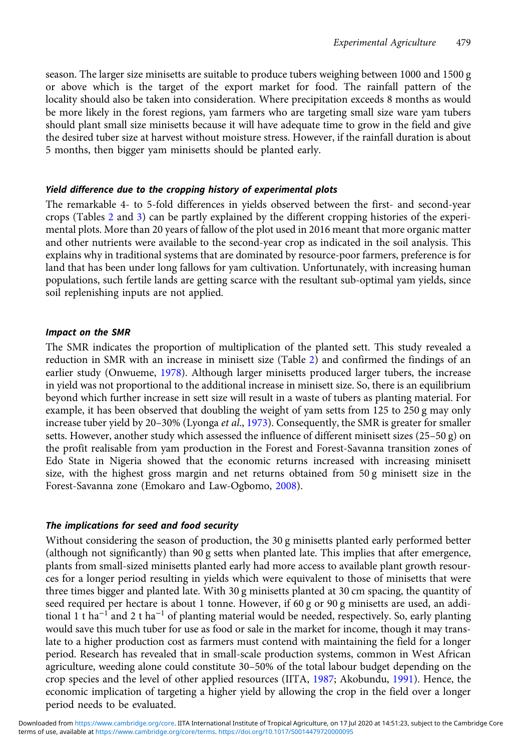season. The larger size minisetts are suitable to produce tubers weighing between 1000 and 1500 g or above which is the target of the export market for food. The rainfall pattern of the locality should also be taken into consideration. Where precipitation exceeds 8 months as would be more likely in the forest regions, yam farmers who are targeting small size ware yam tubers should plant small size minisetts because it will have adequate time to grow in the field and give the desired tuber size at harvest without moisture stress. However, if the rainfall duration is about 5 months, then bigger yam minisetts should be planted early.

### *Yield difference due to the cropping history of experimental plots*

The remarkable 4- to 5-fold differences in yields observed between the first- and second-year crops (Tables 2 and 3) can be partly explained by the different cropping histories of the experimental plots. More than 20 years of fallow of the plot used in 2016 meant that more organic matter and other nutrients were available to the second-year crop as indicated in the soil analysis. This explains why in traditional systems that are dominated by resource-poor farmers, preference is for land that has been under long fallows for yam cultivation. Unfortunately, with increasing human populations, such fertile lands are getting scarce with the resultant sub-optimal yam yields, since soil replenishing inputs are not applied.

### *Impact on the SMR*

The SMR indicates the proportion of multiplication of the planted sett. This study revealed a reduction in SMR with an increase in minisett size (Table 2) and confirmed the findings of an earlier study (Onwueme, 1978). Although larger minisetts produced larger tubers, the increase in yield was not proportional to the additional increase in minisett size. So, there is an equilibrium beyond which further increase in sett size will result in a waste of tubers as planting material. For example, it has been observed that doubling the weight of yam setts from 125 to 250 g may only increase tuber yield by 20–30% (Lyonga *et al*., 1973). Consequently, the SMR is greater for smaller setts. However, another study which assessed the influence of different minisett sizes (25–50 g) on the profit realisable from yam production in the Forest and Forest-Savanna transition zones of Edo State in Nigeria showed that the economic returns increased with increasing minisett size, with the highest gross margin and net returns obtained from 50 g minisett size in the Forest-Savanna zone (Emokaro and Law-Ogbomo, 2008).

### *The implications for seed and food security*

Without considering the season of production, the 30 g minisetts planted early performed better (although not significantly) than 90 g setts when planted late. This implies that after emergence, plants from small-sized minisetts planted early had more access to available plant growth resources for a longer period resulting in yields which were equivalent to those of minisetts that were three times bigger and planted late. With 30 g minisetts planted at 30 cm spacing, the quantity of seed required per hectare is about 1 tonne. However, if 60 g or 90 g minisetts are used, an additional 1 t ha$^{-1}$ and 2 t ha$^{-1}$ of planting material would be needed, respectively. So, early planting would save this much tuber for use as food or sale in the market for income, though it may translate to a higher production cost as farmers must contend with maintaining the field for a longer period. Research has revealed that in small-scale production systems, common in West African agriculture, weeding alone could constitute 30–50% of the total labour budget depending on the crop species and the level of other applied resources (IITA, 1987; Akobundu, 1991). Hence, the economic implication of targeting a higher yield by allowing the crop in the field over a longer period needs to be evaluated.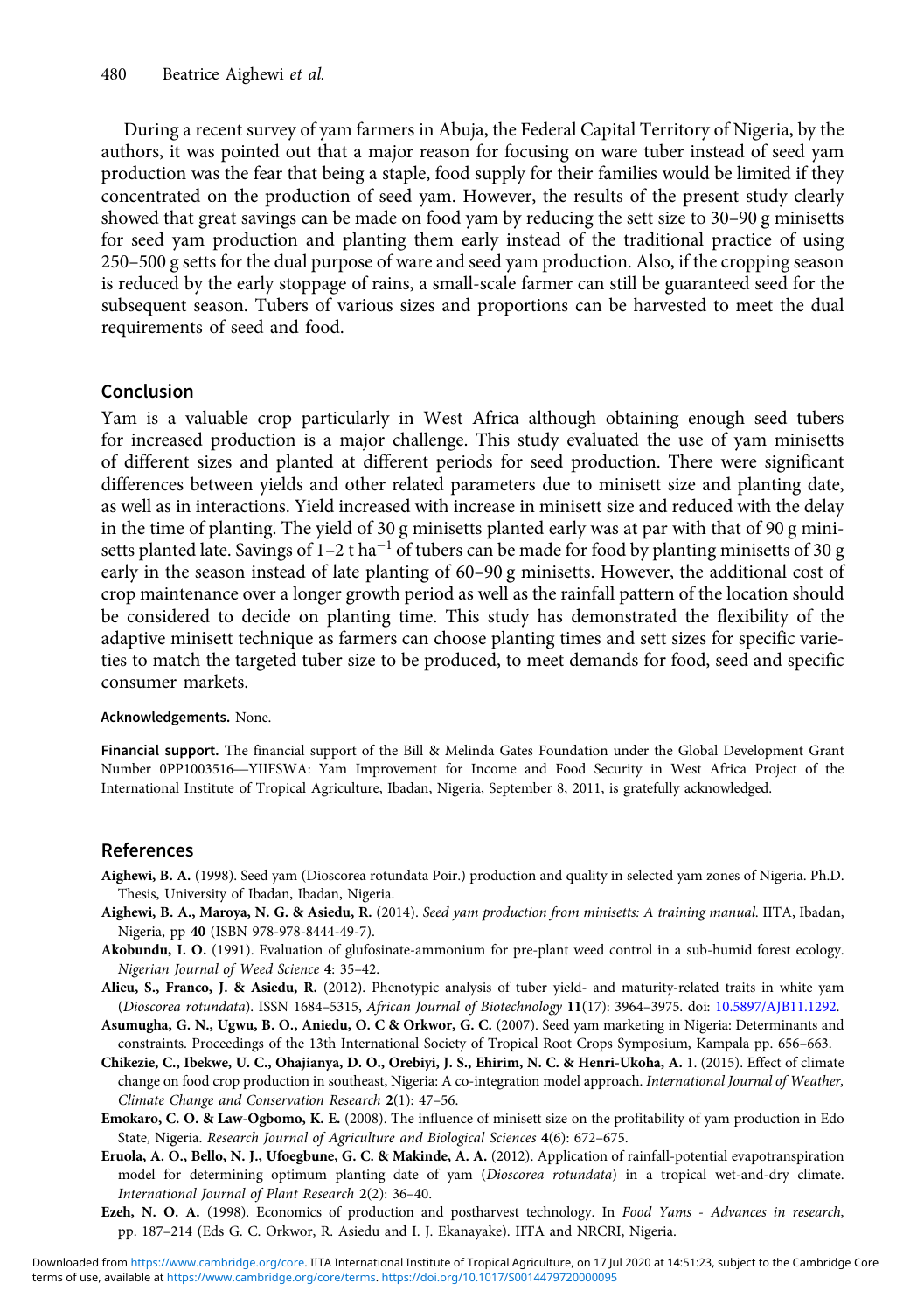During a recent survey of yam farmers in Abuja, the Federal Capital Territory of Nigeria, by the authors, it was pointed out that a major reason for focusing on ware tuber instead of seed yam production was the fear that being a staple, food supply for their families would be limited if they concentrated on the production of seed yam. However, the results of the present study clearly showed that great savings can be made on food yam by reducing the sett size to 30–90 g minisetts for seed yam production and planting them early instead of the traditional practice of using 250–500 g setts for the dual purpose of ware and seed yam production. Also, if the cropping season is reduced by the early stoppage of rains, a small-scale farmer can still be guaranteed seed for the subsequent season. Tubers of various sizes and proportions can be harvested to meet the dual requirements of seed and food.

## Conclusion

Yam is a valuable crop particularly in West Africa although obtaining enough seed tubers for increased production is a major challenge. This study evaluated the use of yam minisetts of different sizes and planted at different periods for seed production. There were significant differences between yields and other related parameters due to minisett size and planting date, as well as in interactions. Yield increased with increase in minisett size and reduced with the delay in the time of planting. The yield of 30 g minisetts planted early was at par with that of 90 g minisetts planted late. Savings of 1–2 t ha$^{-1}$ of tubers can be made for food by planting minisetts of 30 g early in the season instead of late planting of 60–90 g minisetts. However, the additional cost of crop maintenance over a longer growth period as well as the rainfall pattern of the location should be considered to decide on planting time. This study has demonstrated the flexibility of the adaptive minisett technique as farmers can choose planting times and sett sizes for specific varieties to match the targeted tuber size to be produced, to meet demands for food, seed and specific consumer markets.

**Acknowledgements.** None.

**Financial support.** The financial support of the Bill & Melinda Gates Foundation under the Global Development Grant Number 0PP1003516—YIIFSWA: Yam Improvement for Income and Food Security in West Africa Project of the International Institute of Tropical Agriculture, Ibadan, Nigeria, September 8, 2011, is gratefully acknowledged.

## References

**Aighewi, B. A.** (1998). Seed yam (Dioscorea rotundata Poir.) production and quality in selected yam zones of Nigeria. Ph.D. Thesis, University of Ibadan, Ibadan, Nigeria.

**Aighewi, B. A., Maroya, N. G. & Asiedu, R.** (2014). *Seed yam production from minisetts: A training manual.* IITA, Ibadan, Nigeria, pp **40** (ISBN 978-978-8444-49-7).

**Akobundu, I. O.** (1991). Evaluation of glufosinate-ammonium for pre-plant weed control in a sub-humid forest ecology. *Nigerian Journal of Weed Science* **4**: 35–42.

**Alieu, S., Franco, J. & Asiedu, R.** (2012). Phenotypic analysis of tuber yield- and maturity-related traits in white yam (*Dioscorea rotundata*). ISSN 1684–5315, *African Journal of Biotechnology* **11**(17): 3964–3975. doi: 10.5897/AJB11.1292.

**Asumugha, G. N., Ugwu, B. O., Aniedu, O. C & Orkwor, G. C.** (2007). Seed yam marketing in Nigeria: Determinants and constraints. Proceedings of the 13th International Society of Tropical Root Crops Symposium, Kampala pp. 656–663.

**Chikezie, C., Ibekwe, U. C., Ohajianya, D. O., Orebiyi, J. S., Ehirim, N. C. & Henri-Ukoha, A.** 1. (2015). Effect of climate change on food crop production in southeast, Nigeria: A co-integration model approach. *International Journal of Weather, Climate Change and Conservation Research* **2**(1): 47–56.

**Emokaro, C. O. & Law-Ogbomo, K. E.** (2008). The influence of minisett size on the profitability of yam production in Edo State, Nigeria. *Research Journal of Agriculture and Biological Sciences* **4**(6): 672–675.

**Eruola, A. O., Bello, N. J., Ufoegbune, G. C. & Makinde, A. A.** (2012). Application of rainfall-potential evapotranspiration model for determining optimum planting date of yam (*Dioscorea rotundata*) in a tropical wet-and-dry climate. *International Journal of Plant Research* **2**(2): 36–40.

**Ezeh, N. O. A.** (1998). Economics of production and postharvest technology. In *Food Yams - Advances in research*, pp. 187–214 (Eds G. C. Orkwor, R. Asiedu and I. J. Ekanayake). IITA and NRCRI, Nigeria.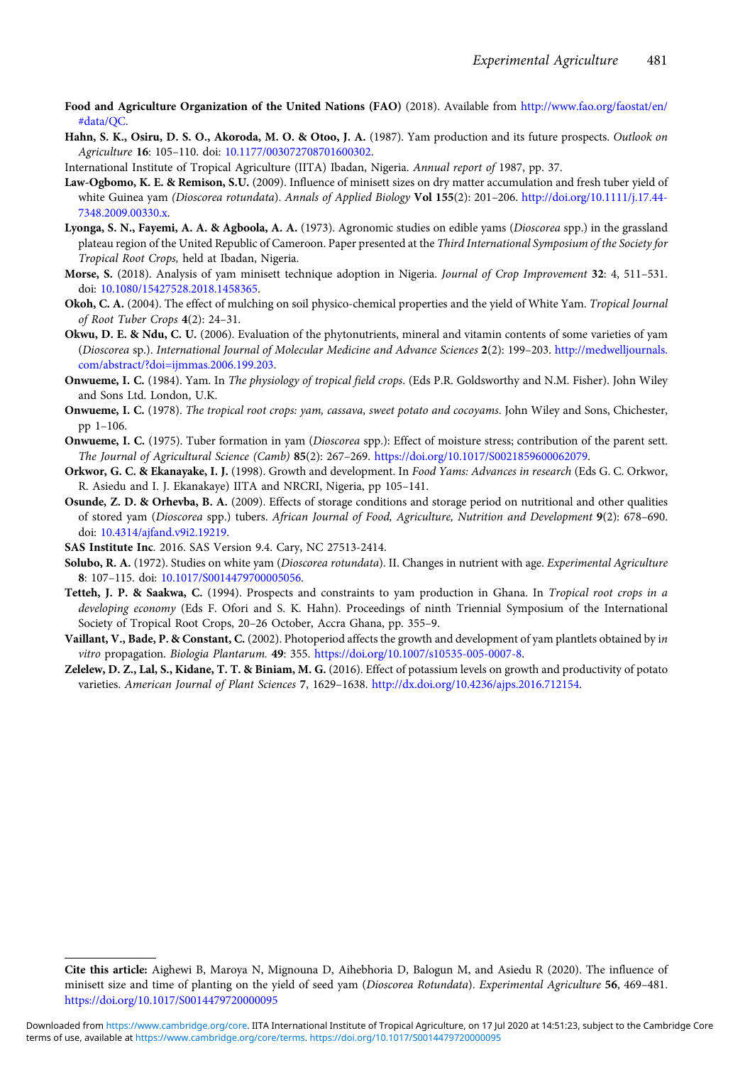**Food and Agriculture Organization of the United Nations (FAO)** (2018). Available from http://www.fao.org/faostat/en/#data/QC.

**Hahn, S. K., Osiru, D. S. O., Akoroda, M. O. & Otoo, J. A.** (1987). Yam production and its future prospects. *Outlook on Agriculture* **16**: 105–110. doi: 10.1177/003072708701600302.

International Institute of Tropical Agriculture (IITA) Ibadan, Nigeria. *Annual report of* 1987, pp. 37.

**Law-Ogbomo, K. E. & Remison, S.U.** (2009). Influence of minisett sizes on dry matter accumulation and fresh tuber yield of white Guinea yam *(Dioscorea rotundata*). *Annals of Applied Biology* **Vol 155**(2): 201–206. http://doi.org/10.1111/j.17.44-7348.2009.00330.x.

**Lyonga, S. N., Fayemi, A. A. & Agboola, A. A.** (1973). Agronomic studies on edible yams (*Dioscorea* spp.) in the grassland plateau region of the United Republic of Cameroon. Paper presented at the *Third International Symposium of the Society for Tropical Root Crops,* held at Ibadan, Nigeria.

**Morse, S.** (2018). Analysis of yam minisett technique adoption in Nigeria. *Journal of Crop Improvement* **32**: 4, 511–531. doi: 10.1080/15427528.2018.1458365.

**Okoh, C. A.** (2004). The effect of mulching on soil physico-chemical properties and the yield of White Yam. *Tropical Journal of Root Tuber Crops* **4**(2): 24–31.

**Okwu, D. E. & Ndu, C. U.** (2006). Evaluation of the phytonutrients, mineral and vitamin contents of some varieties of yam (*Dioscorea* sp.). *International Journal of Molecular Medicine and Advance Sciences* **2**(2): 199–203. http://medwelljournals.com/abstract/?doi=ijmmas.2006.199.203.

**Onwueme, I. C.** (1984). Yam. In *The physiology of tropical field crops*. (Eds P.R. Goldsworthy and N.M. Fisher). John Wiley and Sons Ltd. London, U.K.

**Onwueme, I. C.** (1978). *The tropical root crops: yam, cassava, sweet potato and cocoyams*. John Wiley and Sons, Chichester, pp 1–106.

**Onwueme, I. C.** (1975). Tuber formation in yam (*Dioscorea* spp.): Effect of moisture stress; contribution of the parent sett. *The Journal of Agricultural Science (Camb)* **85**(2): 267–269. https://doi.org/10.1017/S0021859600062079.

**Orkwor, G. C. & Ekanayake, I. J.** (1998). Growth and development. In *Food Yams: Advances in research* (Eds G. C. Orkwor, R. Asiedu and I. J. Ekanakaye) IITA and NRCRI, Nigeria, pp 105–141.

**Osunde, Z. D. & Orhevba, B. A.** (2009). Effects of storage conditions and storage period on nutritional and other qualities of stored yam (*Dioscorea* spp.) tubers. *African Journal of Food, Agriculture, Nutrition and Development* **9**(2): 678–690. doi: 10.4314/ajfand.v9i2.19219.

**SAS Institute Inc**. 2016. SAS Version 9.4. Cary, NC 27513-2414.

**Solubo, R. A.** (1972). Studies on white yam (*Dioscorea rotundata*). II. Changes in nutrient with age. *Experimental Agriculture* **8**: 107–115. doi: 10.1017/S0014479700005056.

**Tetteh, J. P. & Saakwa, C.** (1994). Prospects and constraints to yam production in Ghana. In *Tropical root crops in a developing economy* (Eds F. Ofori and S. K. Hahn). Proceedings of ninth Triennial Symposium of the International Society of Tropical Root Crops, 20–26 October, Accra Ghana, pp. 355–9.

**Vaillant, V., Bade, P. & Constant, C.** (2002). Photoperiod affects the growth and development of yam plantlets obtained by i*n vitro* propagation. *Biologia Plantarum.* **49**: 355. https://doi.org/10.1007/s10535-005-0007-8.

**Zelelew, D. Z., Lal, S., Kidane, T. T. & Biniam, M. G.** (2016). Effect of potassium levels on growth and productivity of potato varieties. *American Journal of Plant Sciences* **7**, 1629–1638. http://dx.doi.org/10.4236/ajps.2016.712154.

---

**Cite this article:** Aighewi B, Maroya N, Mignouna D, Aihebhoria D, Balogun M, and Asiedu R (2020). The influence of minisett size and time of planting on the yield of seed yam (*Dioscorea Rotundata*). *Experimental Agriculture* **56**, 469–481. https://doi.org/10.1017/S0014479720000095